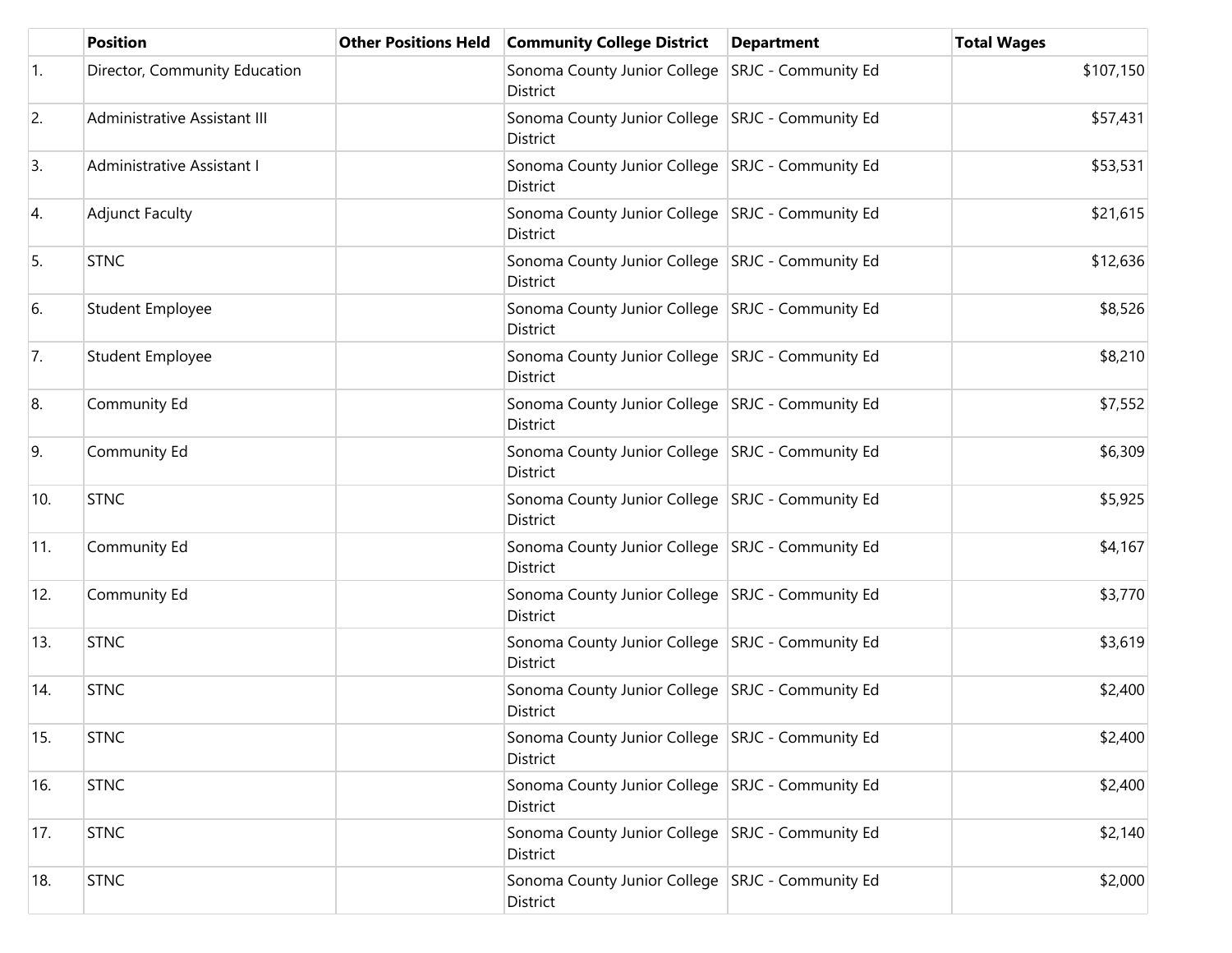| | Position | Other Positions Held | Community College District | Department | Total Wages |
|---|---|---|---|---|---|
| 1. | Director, Community Education | | Sonoma County Junior College District | SRJC - Community Ed | $107,150 |
| 2. | Administrative Assistant III | | Sonoma County Junior College District | SRJC - Community Ed | $57,431 |
| 3. | Administrative Assistant I | | Sonoma County Junior College District | SRJC - Community Ed | $53,531 |
| 4. | Adjunct Faculty | | Sonoma County Junior College District | SRJC - Community Ed | $21,615 |
| 5. | STNC | | Sonoma County Junior College District | SRJC - Community Ed | $12,636 |
| 6. | Student Employee | | Sonoma County Junior College District | SRJC - Community Ed | $8,526 |
| 7. | Student Employee | | Sonoma County Junior College District | SRJC - Community Ed | $8,210 |
| 8. | Community Ed | | Sonoma County Junior College District | SRJC - Community Ed | $7,552 |
| 9. | Community Ed | | Sonoma County Junior College District | SRJC - Community Ed | $6,309 |
| 10. | STNC | | Sonoma County Junior College District | SRJC - Community Ed | $5,925 |
| 11. | Community Ed | | Sonoma County Junior College District | SRJC - Community Ed | $4,167 |
| 12. | Community Ed | | Sonoma County Junior College District | SRJC - Community Ed | $3,770 |
| 13. | STNC | | Sonoma County Junior College District | SRJC - Community Ed | $3,619 |
| 14. | STNC | | Sonoma County Junior College District | SRJC - Community Ed | $2,400 |
| 15. | STNC | | Sonoma County Junior College District | SRJC - Community Ed | $2,400 |
| 16. | STNC | | Sonoma County Junior College District | SRJC - Community Ed | $2,400 |
| 17. | STNC | | Sonoma County Junior College District | SRJC - Community Ed | $2,140 |
| 18. | STNC | | Sonoma County Junior College District | SRJC - Community Ed | $2,000 |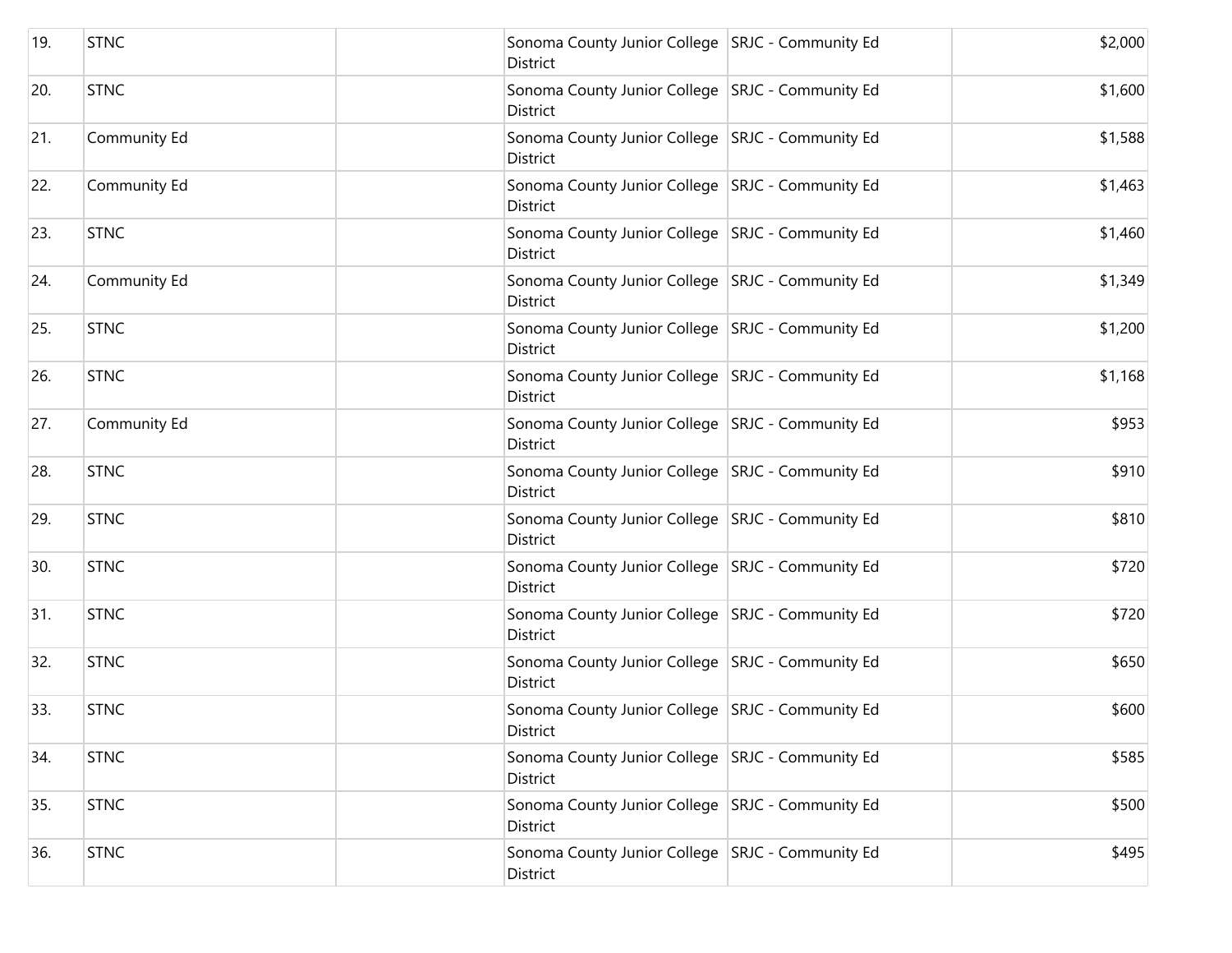| | | | | | |
|---|---|---|---|---|---|
| 19. | STNC | | Sonoma County Junior College District | SRJC - Community Ed | $2,000 |
| 20. | STNC | | Sonoma County Junior College District | SRJC - Community Ed | $1,600 |
| 21. | Community Ed | | Sonoma County Junior College District | SRJC - Community Ed | $1,588 |
| 22. | Community Ed | | Sonoma County Junior College District | SRJC - Community Ed | $1,463 |
| 23. | STNC | | Sonoma County Junior College District | SRJC - Community Ed | $1,460 |
| 24. | Community Ed | | Sonoma County Junior College District | SRJC - Community Ed | $1,349 |
| 25. | STNC | | Sonoma County Junior College District | SRJC - Community Ed | $1,200 |
| 26. | STNC | | Sonoma County Junior College District | SRJC - Community Ed | $1,168 |
| 27. | Community Ed | | Sonoma County Junior College District | SRJC - Community Ed | $953 |
| 28. | STNC | | Sonoma County Junior College District | SRJC - Community Ed | $910 |
| 29. | STNC | | Sonoma County Junior College District | SRJC - Community Ed | $810 |
| 30. | STNC | | Sonoma County Junior College District | SRJC - Community Ed | $720 |
| 31. | STNC | | Sonoma County Junior College District | SRJC - Community Ed | $720 |
| 32. | STNC | | Sonoma County Junior College District | SRJC - Community Ed | $650 |
| 33. | STNC | | Sonoma County Junior College District | SRJC - Community Ed | $600 |
| 34. | STNC | | Sonoma County Junior College District | SRJC - Community Ed | $585 |
| 35. | STNC | | Sonoma County Junior College District | SRJC - Community Ed | $500 |
| 36. | STNC | | Sonoma County Junior College District | SRJC - Community Ed | $495 |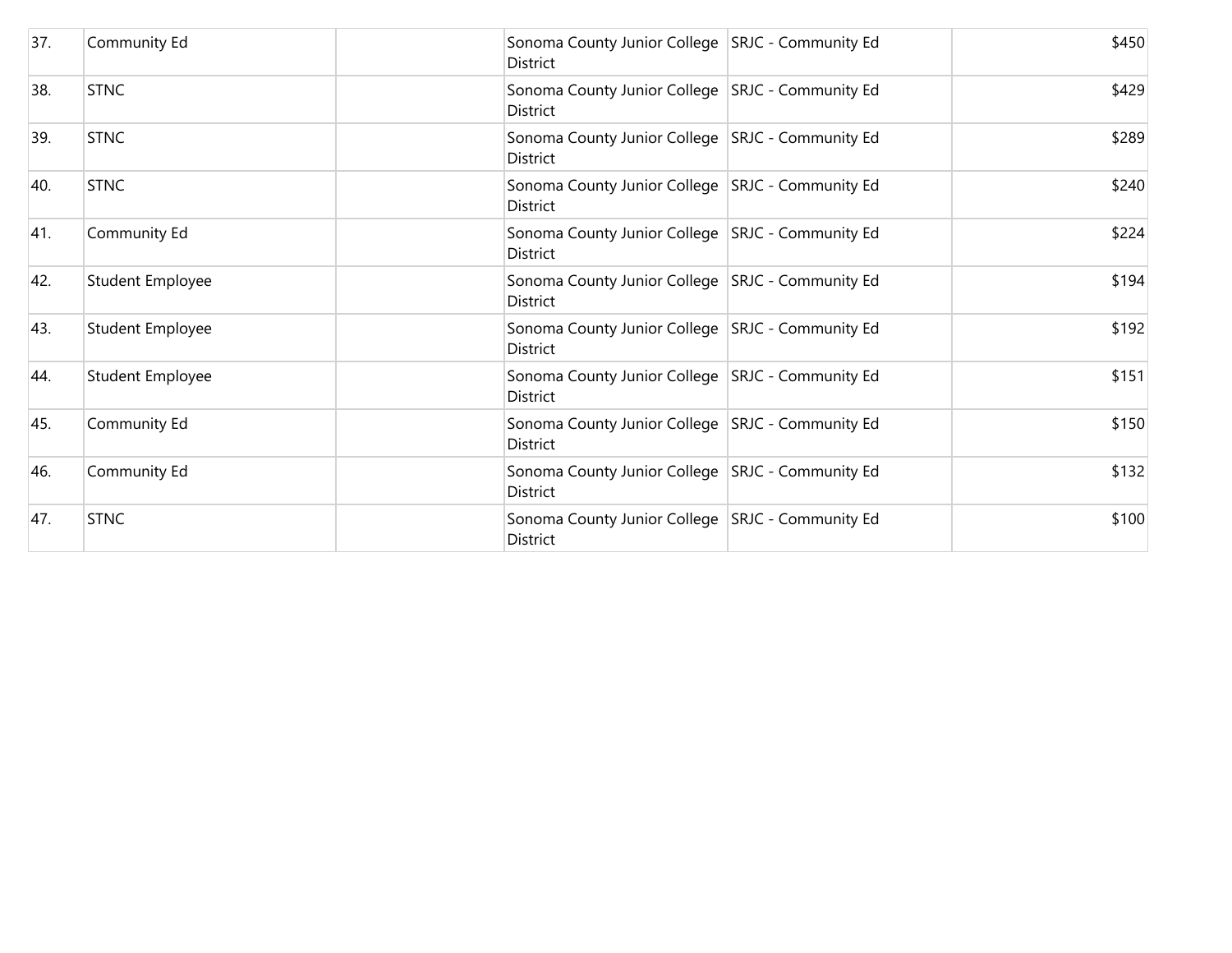| | | | | | |
|---|---|---|---|---|---|
| 37. | Community Ed | | Sonoma County Junior College District | SRJC - Community Ed | $450 |
| 38. | STNC | | Sonoma County Junior College District | SRJC - Community Ed | $429 |
| 39. | STNC | | Sonoma County Junior College District | SRJC - Community Ed | $289 |
| 40. | STNC | | Sonoma County Junior College District | SRJC - Community Ed | $240 |
| 41. | Community Ed | | Sonoma County Junior College District | SRJC - Community Ed | $224 |
| 42. | Student Employee | | Sonoma County Junior College District | SRJC - Community Ed | $194 |
| 43. | Student Employee | | Sonoma County Junior College District | SRJC - Community Ed | $192 |
| 44. | Student Employee | | Sonoma County Junior College District | SRJC - Community Ed | $151 |
| 45. | Community Ed | | Sonoma County Junior College District | SRJC - Community Ed | $150 |
| 46. | Community Ed | | Sonoma County Junior College District | SRJC - Community Ed | $132 |
| 47. | STNC | | Sonoma County Junior College District | SRJC - Community Ed | $100 |